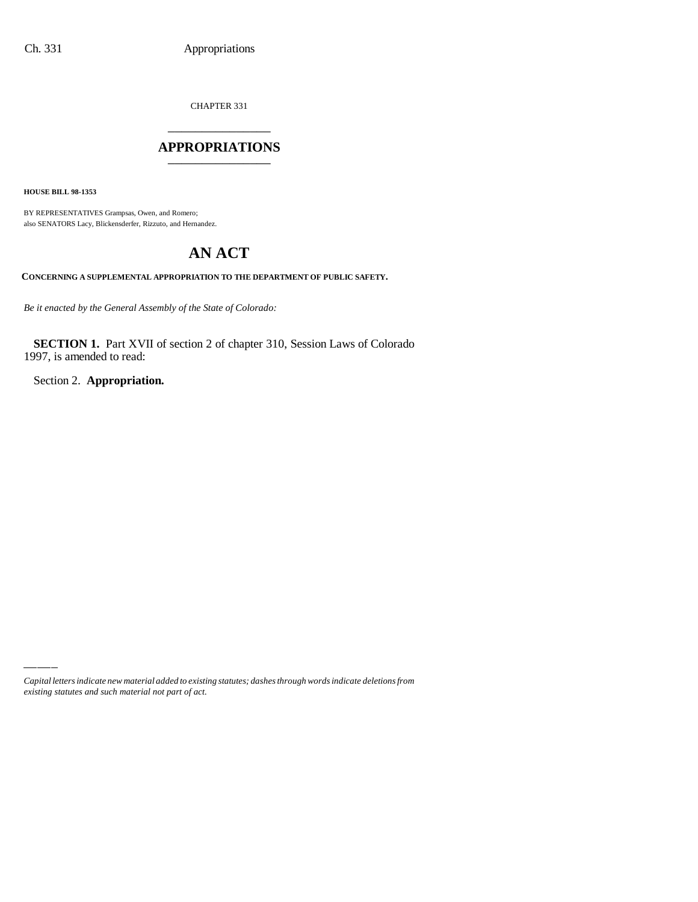CHAPTER 331

## APPROPRIATIONS

**HOUSE BILL 98-1353**

BY REPRESENTATIVES Grampsas, Owen, and Romero;
also SENATORS Lacy, Blickensderfer, Rizzuto, and Hernandez.

# AN ACT

**CONCERNING A SUPPLEMENTAL APPROPRIATION TO THE DEPARTMENT OF PUBLIC SAFETY.**

*Be it enacted by the General Assembly of the State of Colorado:*

**SECTION 1.** Part XVII of section 2 of chapter 310, Session Laws of Colorado 1997, is amended to read:

Section 2. **Appropriation.**

*Capital letters indicate new material added to existing statutes; dashes through words indicate deletions from existing statutes and such material not part of act.*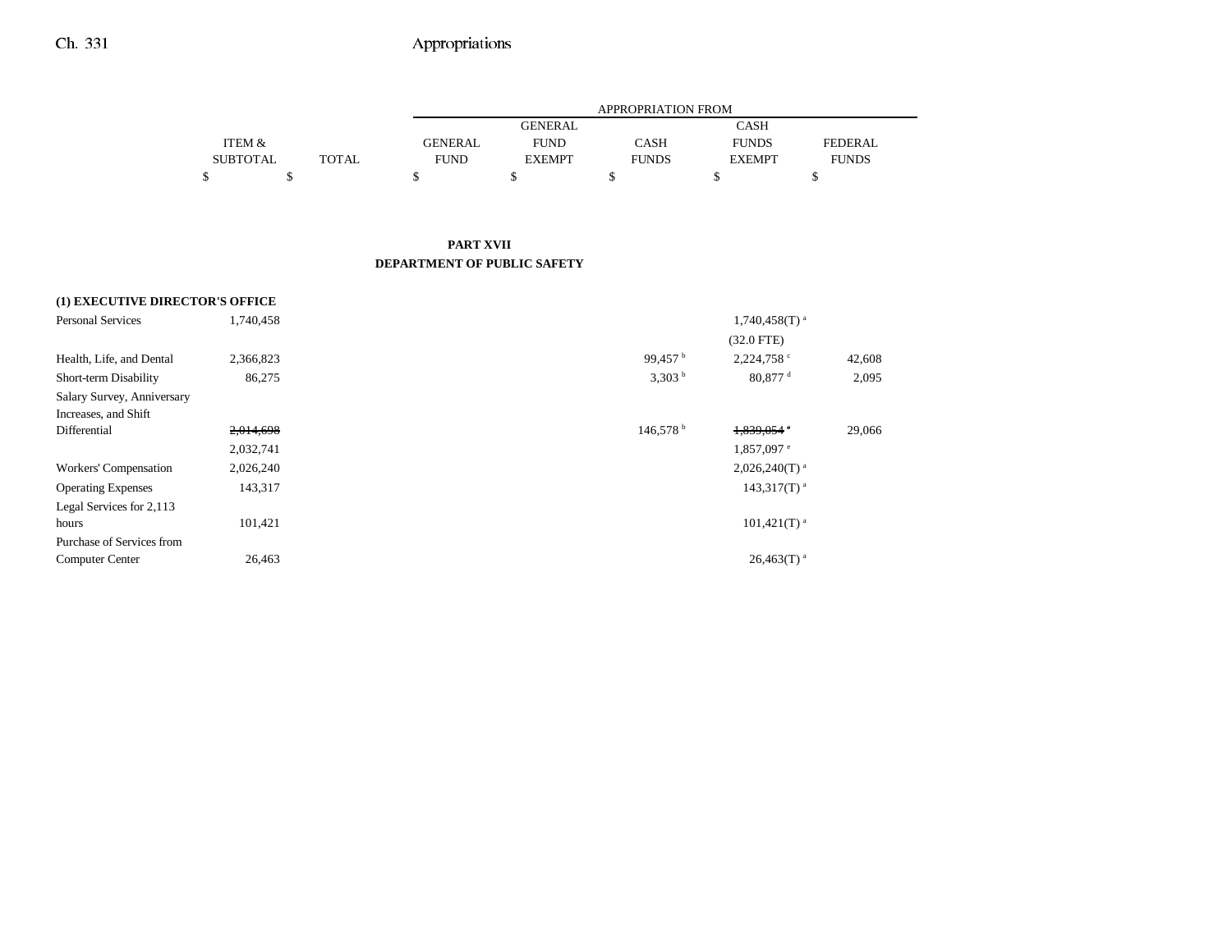| | ITEM & SUBTOTAL | TOTAL | GENERAL FUND | GENERAL FUND EXEMPT | CASH FUNDS | CASH FUNDS EXEMPT | FEDERAL FUNDS |
|---|---|---|---|---|---|---|---|
| | $ | $ | $ | $ | $ | $ | $ |

**PART XVII**
**DEPARTMENT OF PUBLIC SAFETY**

| | ITEM & SUBTOTAL | TOTAL | GENERAL FUND | GENERAL FUND EXEMPT | CASH FUNDS | CASH FUNDS EXEMPT | FEDERAL FUNDS |
|---|---|---|---|---|---|---|---|
| **(1) EXECUTIVE DIRECTOR'S OFFICE** | | | | | | | |
| Personal Services | 1,740,458 | | | | | 1,740,458(T) [a] | |
| | | | | | | (32.0 FTE) | |
| Health, Life, and Dental | 2,366,823 | | | | 99,457 [b] | 2,224,758 [c] | 42,608 |
| Short-term Disability | 86,275 | | | | 3,303 [b] | 80,877 [d] | 2,095 |
| Salary Survey, Anniversary Increases, and Shift Differential | ~~2,014,698~~ | | | | 146,578 [b] | ~~1,839,054~~ [e] | 29,066 |
| | 2,032,741 | | | | | 1,857,097 [e] | |
| Workers' Compensation | 2,026,240 | | | | | 2,026,240(T) [a] | |
| Operating Expenses | 143,317 | | | | | 143,317(T) [a] | |
| Legal Services for 2,113 hours | 101,421 | | | | | 101,421(T) [a] | |
| Purchase of Services from Computer Center | 26,463 | | | | | 26,463(T) [a] | |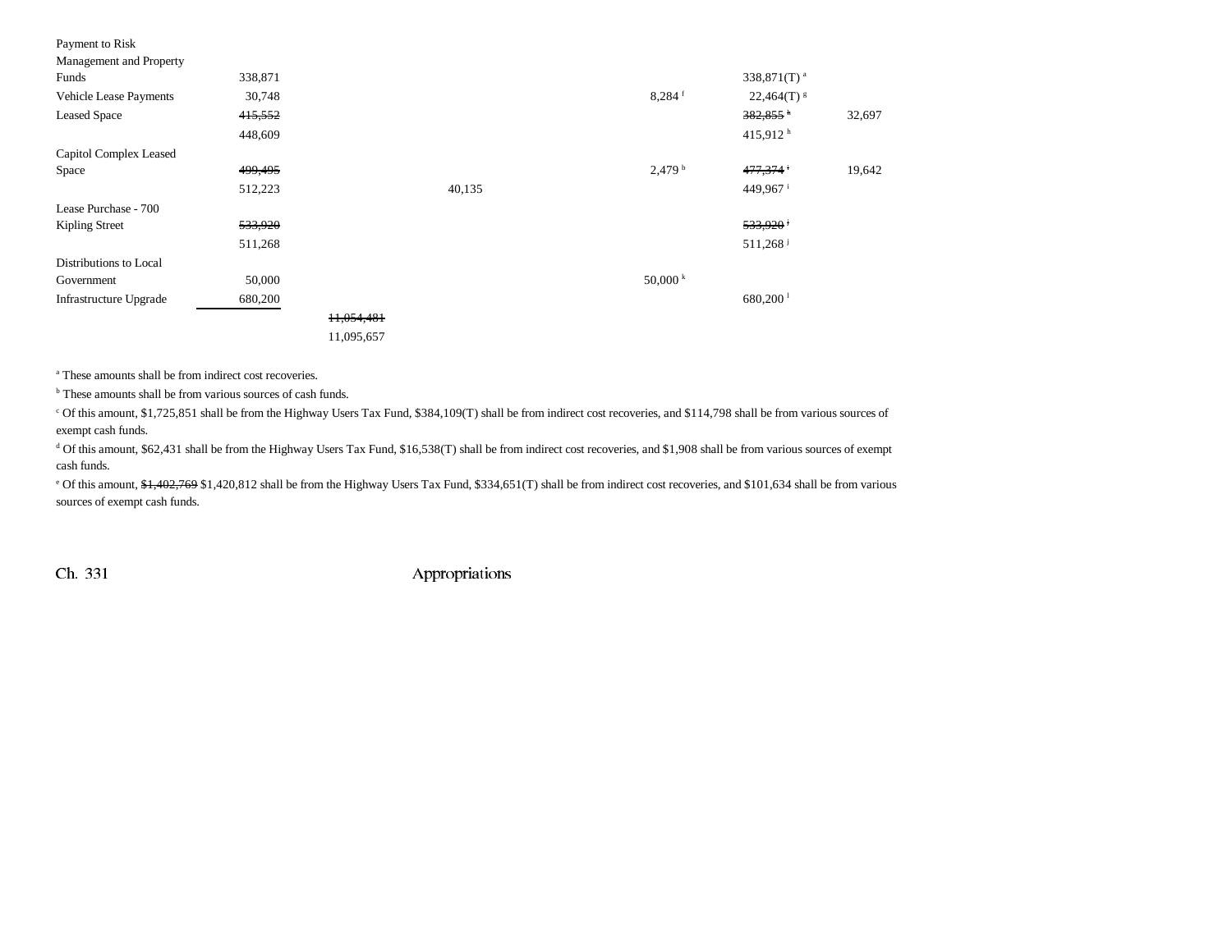| | | | | | | |
|---|---|---|---|---|---|---|
| Payment to Risk Management and Property Funds | 338,871 | | | | 338,871(T) [a] | |
| Vehicle Lease Payments | 30,748 | | | 8,284 [f] | 22,464(T) [g] | |
| Leased Space | ~~415,552~~ | | | | ~~382,855~~ [h] | 32,697 |
| | 448,609 | | | | 415,912 [h] | |
| Capitol Complex Leased Space | ~~499,495~~ | | | 2,479 [b] | ~~477,374~~ [i] | 19,642 |
| | 512,223 | | 40,135 | | 449,967 [i] | |
| Lease Purchase - 700 Kipling Street | ~~533,920~~ | | | | ~~533,920~~ [j] | |
| | 511,268 | | | | 511,268 [j] | |
| Distributions to Local Government | 50,000 | | | 50,000 [k] | | |
| Infrastructure Upgrade | 680,200 | | | | 680,200 [l] | |
| | | ~~11,054,481~~ | | | | |
| | | 11,095,657 | | | | |

[a] These amounts shall be from indirect cost recoveries.

[b] These amounts shall be from various sources of cash funds.

[c] Of this amount, $1,725,851 shall be from the Highway Users Tax Fund, $384,109(T) shall be from indirect cost recoveries, and $114,798 shall be from various sources of exempt cash funds.

[d] Of this amount, $62,431 shall be from the Highway Users Tax Fund, $16,538(T) shall be from indirect cost recoveries, and $1,908 shall be from various sources of exempt cash funds.

[e] Of this amount, ~~$1,402,769~~ $1,420,812 shall be from the Highway Users Tax Fund, $334,651(T) shall be from indirect cost recoveries, and $101,634 shall be from various sources of exempt cash funds.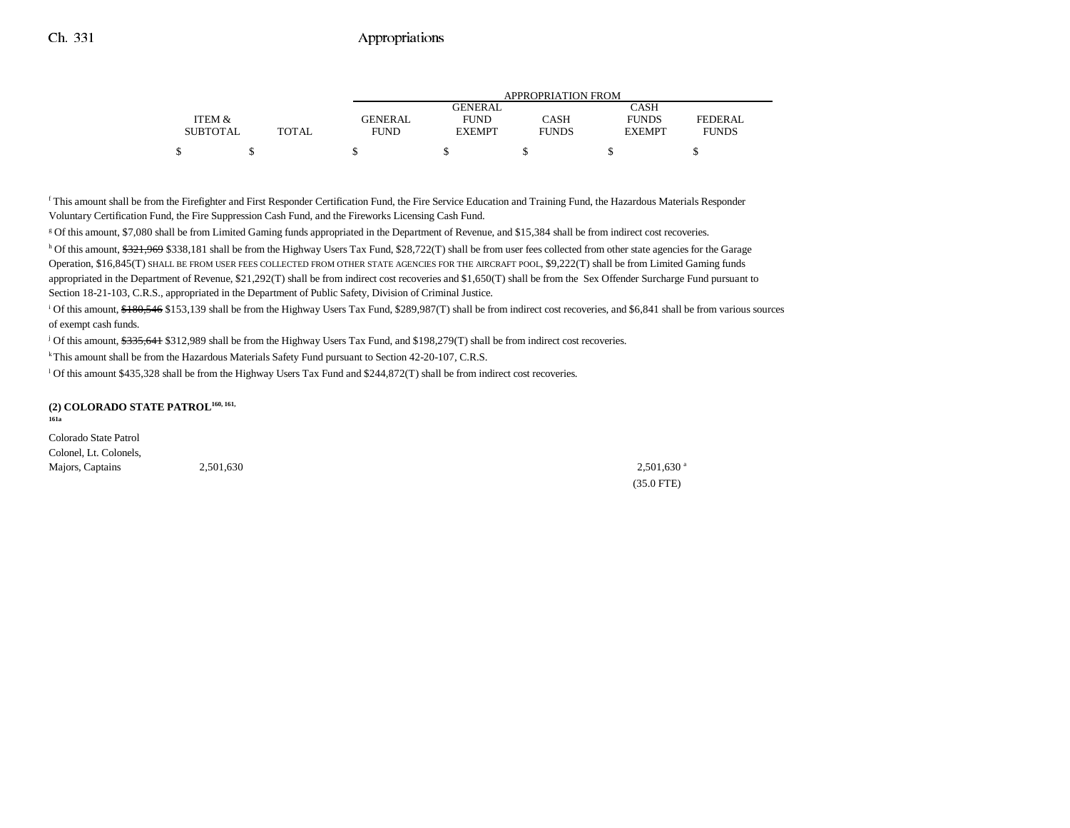| | | APPROPRIATION FROM | | | | |
|---|---|---|---|---|---|---|
| ITEM & SUBTOTAL | TOTAL | GENERAL FUND | GENERAL FUND EXEMPT | CASH FUNDS | CASH FUNDS EXEMPT | FEDERAL FUNDS |
| $ | $ | $ | $ | $ | $ | $ |

[f] This amount shall be from the Firefighter and First Responder Certification Fund, the Fire Service Education and Training Fund, the Hazardous Materials Responder Voluntary Certification Fund, the Fire Suppression Cash Fund, and the Fireworks Licensing Cash Fund.

[g] Of this amount, $7,080 shall be from Limited Gaming funds appropriated in the Department of Revenue, and $15,384 shall be from indirect cost recoveries.

[h] Of this amount, ~~$321,969~~ $338,181 shall be from the Highway Users Tax Fund, $28,722(T) shall be from user fees collected from other state agencies for the Garage Operation, $16,845(T) SHALL BE FROM USER FEES COLLECTED FROM OTHER STATE AGENCIES FOR THE AIRCRAFT POOL, $9,222(T) shall be from Limited Gaming funds appropriated in the Department of Revenue, $21,292(T) shall be from indirect cost recoveries and $1,650(T) shall be from the Sex Offender Surcharge Fund pursuant to Section 18-21-103, C.R.S., appropriated in the Department of Public Safety, Division of Criminal Justice.

[i] Of this amount, ~~$180,546~~ $153,139 shall be from the Highway Users Tax Fund, $289,987(T) shall be from indirect cost recoveries, and $6,841 shall be from various sources of exempt cash funds.

[j] Of this amount, ~~$335,641~~ $312,989 shall be from the Highway Users Tax Fund, and $198,279(T) shall be from indirect cost recoveries.

[k] This amount shall be from the Hazardous Materials Safety Fund pursuant to Section 42-20-107, C.R.S.

[l] Of this amount $435,328 shall be from the Highway Users Tax Fund and $244,872(T) shall be from indirect cost recoveries.

**(2) COLORADO STATE PATROL[160, 161, 161a]**

| | ITEM & SUBTOTAL | TOTAL | GENERAL FUND | GENERAL FUND EXEMPT | CASH FUNDS | CASH FUNDS EXEMPT | FEDERAL FUNDS |
|---|---|---|---|---|---|---|---|
| Colorado State Patrol Colonel, Lt. Colonels, Majors, Captains | 2,501,630 | | | | | 2,501,630[a] | |
| | | | | | | (35.0 FTE) | |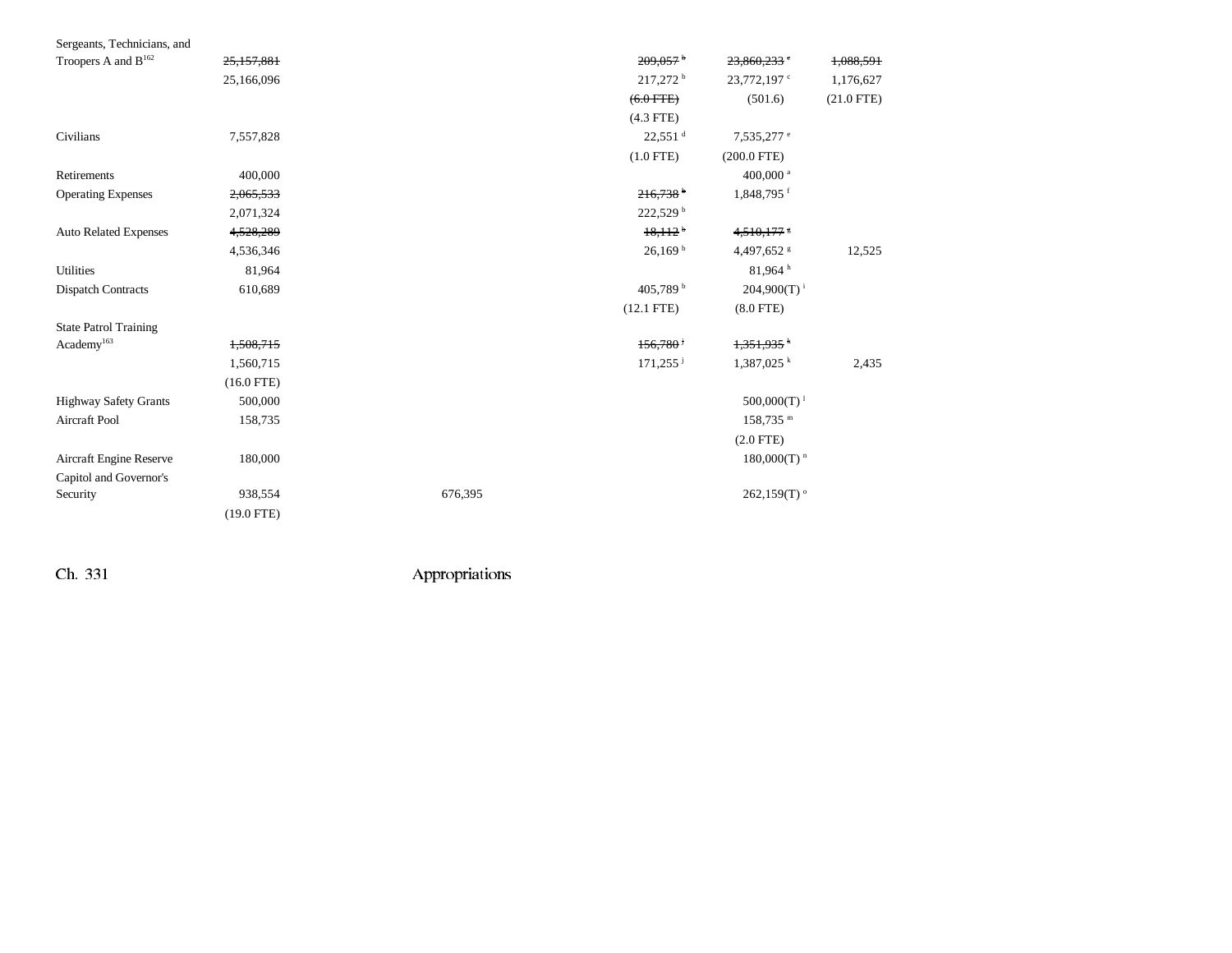| | | | | | |
|---|---|---|---|---|---|
| Sergeants, Technicians, and Troopers A and B[162] | ~~25,157,881~~ | | ~~209,057~~ [b] | ~~23,860,233~~ [c] | ~~1,088,591~~ |
| | 25,166,096 | | 217,272 [b] | 23,772,197 [c] | 1,176,627 |
| | | | ~~(6.0 FTE)~~ | (501.6) | (21.0 FTE) |
| | | | (4.3 FTE) | | |
| Civilians | 7,557,828 | | 22,551 [d] | 7,535,277 [e] | |
| | | | (1.0 FTE) | (200.0 FTE) | |
| Retirements | 400,000 | | | 400,000 [a] | |
| Operating Expenses | ~~2,065,533~~ | | ~~216,738~~ [b] | 1,848,795 [f] | |
| | 2,071,324 | | 222,529 [b] | | |
| Auto Related Expenses | ~~4,528,289~~ | | ~~18,112~~ [b] | ~~4,510,177~~ [g] | |
| | 4,536,346 | | 26,169 [b] | 4,497,652 [g] | 12,525 |
| Utilities | 81,964 | | | 81,964 [h] | |
| Dispatch Contracts | 610,689 | | 405,789 [b] | 204,900(T) [i] | |
| | | | (12.1 FTE) | (8.0 FTE) | |
| State Patrol Training Academy[163] | ~~1,508,715~~ | | ~~156,780~~ [j] | ~~1,351,935~~ [k] | |
| | 1,560,715 | | 171,255 [j] | 1,387,025 [k] | 2,435 |
| | (16.0 FTE) | | | | |
| Highway Safety Grants | 500,000 | | | 500,000(T) [l] | |
| Aircraft Pool | 158,735 | | | 158,735 [m] | |
| | | | | (2.0 FTE) | |
| Aircraft Engine Reserve | 180,000 | | | 180,000(T) [n] | |
| Capitol and Governor's Security | 938,554 | 676,395 | | 262,159(T) [o] | |
| | (19.0 FTE) | | | | |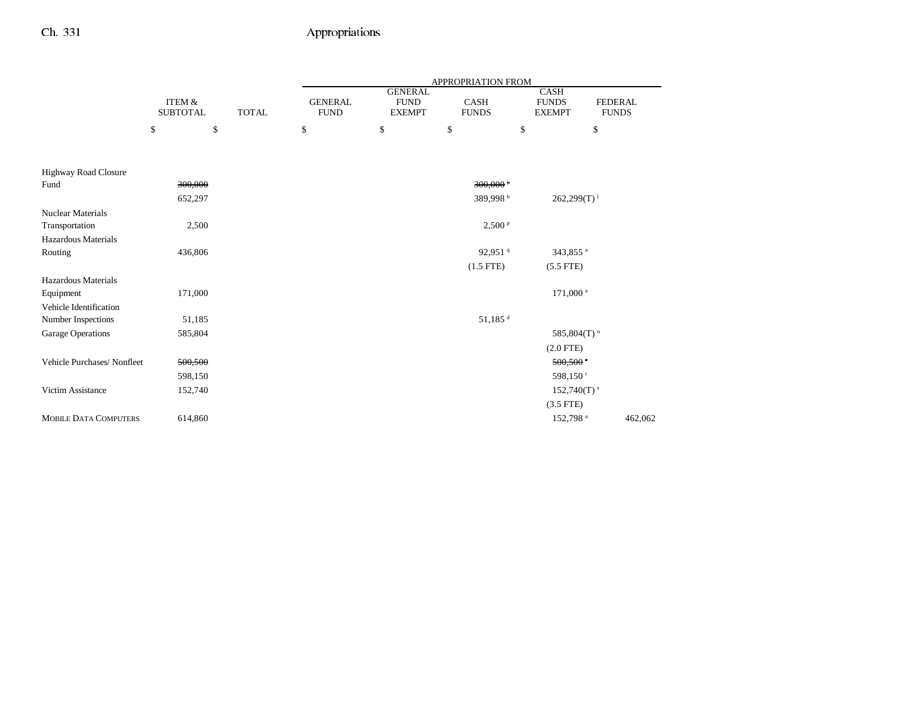| | ITEM & SUBTOTAL | TOTAL | APPROPRIATION FROM GENERAL FUND | GENERAL FUND EXEMPT | CASH FUNDS | CASH FUNDS EXEMPT | FEDERAL FUNDS |
|---|---|---|---|---|---|---|---|
| | $ | $ | $ | $ | $ | $ | $ |
| Highway Road Closure Fund | ~~300,000~~ | | | | ~~300,000~~ [b] | | |
| | 652,297 | | | | 389,998 [b] | 262,299(T) [l] | |
| Nuclear Materials Transportation | 2,500 | | | | 2,500 [p] | | |
| Hazardous Materials Routing | 436,806 | | | | 92,951 [q] | 343,855 [a] | |
| | | | | | (1.5 FTE) | (5.5 FTE) | |
| Hazardous Materials Equipment | 171,000 | | | | | 171,000 [a] | |
| Vehicle Identification Number Inspections | 51,185 | | | | 51,185 [d] | | |
| Garage Operations | 585,804 | | | | | 585,804(T) [n] | |
| | | | | | | (2.0 FTE) | |
| Vehicle Purchases/ Nonfleet | ~~500,500~~ | | | | | ~~500,500~~ [e] | |
| | 598,150 | | | | | 598,150 [r] | |
| Victim Assistance | 152,740 | | | | | 152,740(T) [s] | |
| | | | | | | (3.5 FTE) | |
| MOBILE DATA COMPUTERS | 614,860 | | | | | 152,798 [u] | 462,062 |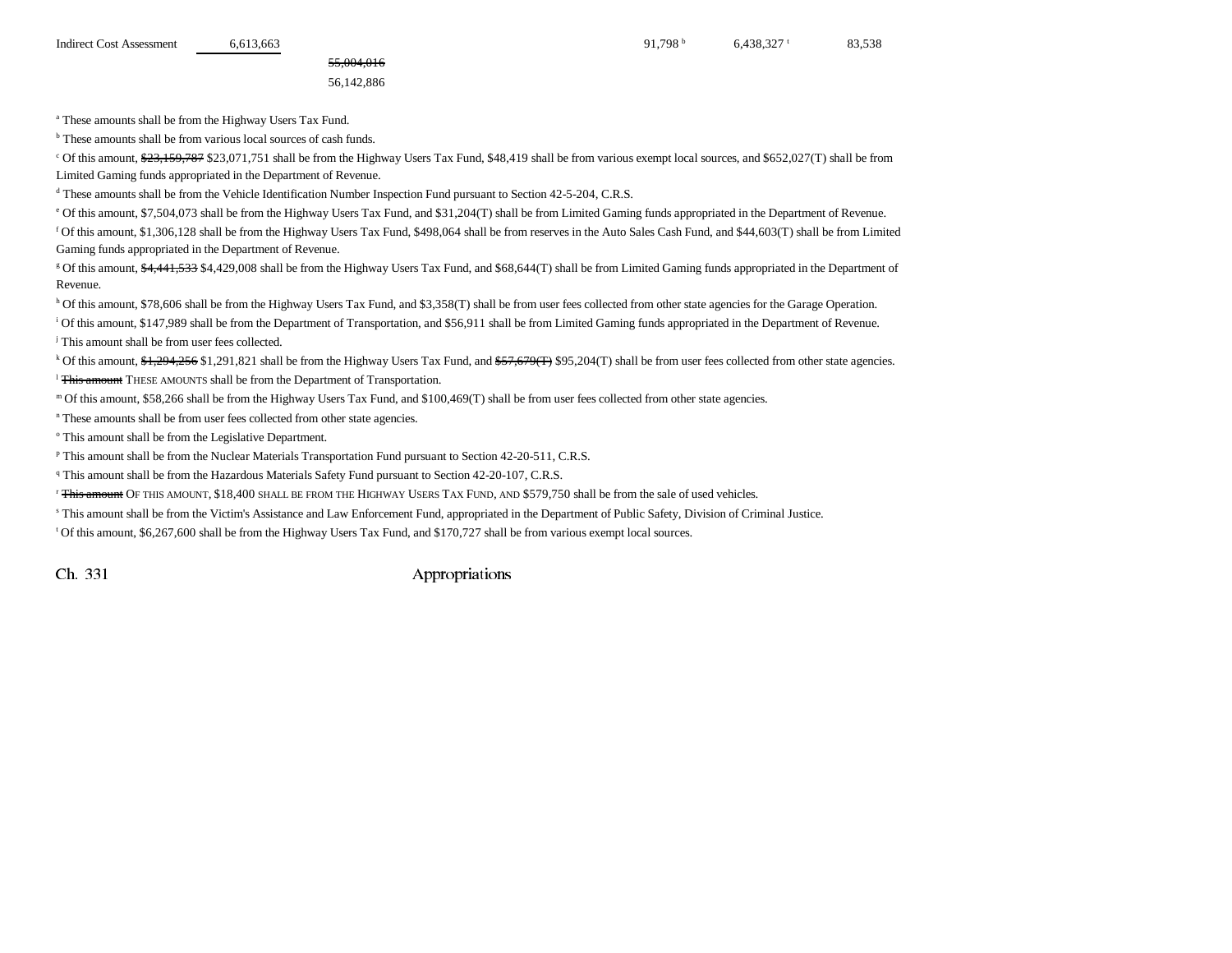| | | | | | | |
|---|---|---|---|---|---|---|
| Indirect Cost Assessment | 6,613,663 | | | 91,798 [b] | 6,438,327 [t] | 83,538 |
| | | ~~55,004,016~~ | | | | |
| | | 56,142,886 | | | | |

[a] These amounts shall be from the Highway Users Tax Fund.

[b] These amounts shall be from various local sources of cash funds.

[c] Of this amount, ~~$23,159,787~~ $23,071,751 shall be from the Highway Users Tax Fund, $48,419 shall be from various exempt local sources, and $652,027(T) shall be from Limited Gaming funds appropriated in the Department of Revenue.

[d] These amounts shall be from the Vehicle Identification Number Inspection Fund pursuant to Section 42-5-204, C.R.S.

[e] Of this amount, $7,504,073 shall be from the Highway Users Tax Fund, and $31,204(T) shall be from Limited Gaming funds appropriated in the Department of Revenue.

[f] Of this amount, $1,306,128 shall be from the Highway Users Tax Fund, $498,064 shall be from reserves in the Auto Sales Cash Fund, and $44,603(T) shall be from Limited Gaming funds appropriated in the Department of Revenue.

[g] Of this amount, ~~$4,441,533~~ $4,429,008 shall be from the Highway Users Tax Fund, and $68,644(T) shall be from Limited Gaming funds appropriated in the Department of Revenue.

[h] Of this amount, $78,606 shall be from the Highway Users Tax Fund, and $3,358(T) shall be from user fees collected from other state agencies for the Garage Operation.

[i] Of this amount, $147,989 shall be from the Department of Transportation, and $56,911 shall be from Limited Gaming funds appropriated in the Department of Revenue.

[j] This amount shall be from user fees collected.

[k] Of this amount, ~~$1,294,256~~ $1,291,821 shall be from the Highway Users Tax Fund, and ~~$57,679(T)~~ $95,204(T) shall be from user fees collected from other state agencies.

[l] ~~This amount~~ THESE AMOUNTS shall be from the Department of Transportation.

[m] Of this amount, $58,266 shall be from the Highway Users Tax Fund, and $100,469(T) shall be from user fees collected from other state agencies.

[n] These amounts shall be from user fees collected from other state agencies.

[o] This amount shall be from the Legislative Department.

[p] This amount shall be from the Nuclear Materials Transportation Fund pursuant to Section 42-20-511, C.R.S.

[q] This amount shall be from the Hazardous Materials Safety Fund pursuant to Section 42-20-107, C.R.S.

[r] ~~This amount~~ OF THIS AMOUNT, $18,400 SHALL BE FROM THE HIGHWAY USERS TAX FUND, AND $579,750 shall be from the sale of used vehicles.

[s] This amount shall be from the Victim's Assistance and Law Enforcement Fund, appropriated in the Department of Public Safety, Division of Criminal Justice.

[t] Of this amount, $6,267,600 shall be from the Highway Users Tax Fund, and $170,727 shall be from various exempt local sources.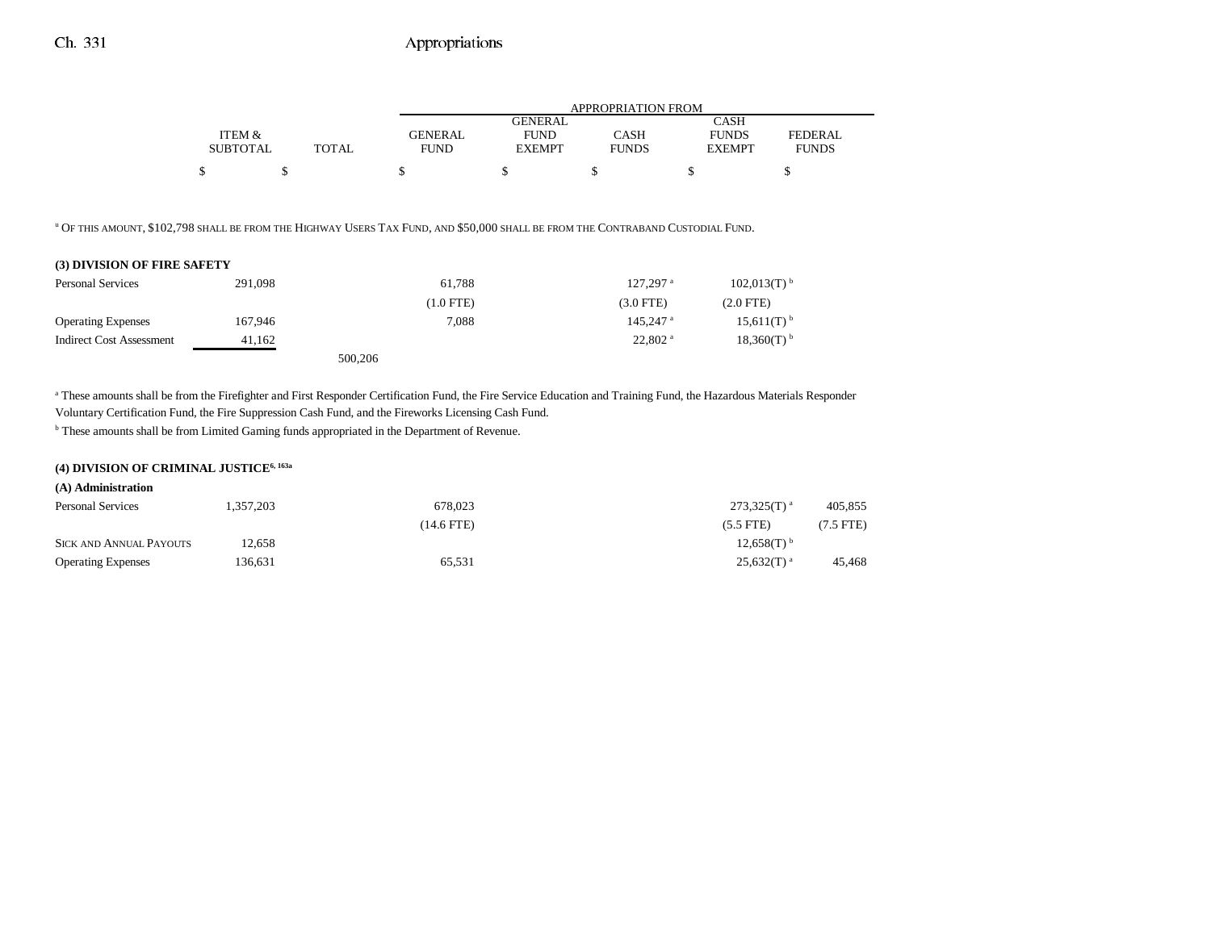| | ITEM & SUBTOTAL | TOTAL | GENERAL FUND | GENERAL FUND EXEMPT | CASH FUNDS | CASH FUNDS EXEMPT | FEDERAL FUNDS |
|---|---|---|---|---|---|---|---|
| | $ | $ | $ | $ | $ | $ | $ |

[a] OF THIS AMOUNT, $102,798 SHALL BE FROM THE HIGHWAY USERS TAX FUND, AND $50,000 SHALL BE FROM THE CONTRABAND CUSTODIAL FUND.

**(3) DIVISION OF FIRE SAFETY**

| | ITEM & SUBTOTAL | TOTAL | GENERAL FUND | GENERAL FUND EXEMPT | CASH FUNDS | CASH FUNDS EXEMPT | FEDERAL FUNDS |
|---|---|---|---|---|---|---|---|
| Personal Services | 291,098 | | 61,788 | | 127,297[a] | 102,013(T)[b] | |
| | | | (1.0 FTE) | | (3.0 FTE) | (2.0 FTE) | |
| Operating Expenses | 167,946 | | 7,088 | | 145,247[a] | 15,611(T)[b] | |
| Indirect Cost Assessment | 41,162 | | | | 22,802[a] | 18,360(T)[b] | |
| | | 500,206 | | | | | |

[a] These amounts shall be from the Firefighter and First Responder Certification Fund, the Fire Service Education and Training Fund, the Hazardous Materials Responder Voluntary Certification Fund, the Fire Suppression Cash Fund, and the Fireworks Licensing Cash Fund.

[b] These amounts shall be from Limited Gaming funds appropriated in the Department of Revenue.

**(4) DIVISION OF CRIMINAL JUSTICE[6, 163a]**

**(A) Administration**

| | ITEM & SUBTOTAL | TOTAL | GENERAL FUND | GENERAL FUND EXEMPT | CASH FUNDS | CASH FUNDS EXEMPT | FEDERAL FUNDS |
|---|---|---|---|---|---|---|---|
| Personal Services | 1,357,203 | | 678,023 | | | 273,325(T)[a] | 405,855 |
| | | | (14.6 FTE) | | | (5.5 FTE) | (7.5 FTE) |
| SICK AND ANNUAL PAYOUTS | 12,658 | | | | | 12,658(T)[b] | |
| Operating Expenses | 136,631 | | 65,531 | | | 25,632(T)[a] | 45,468 |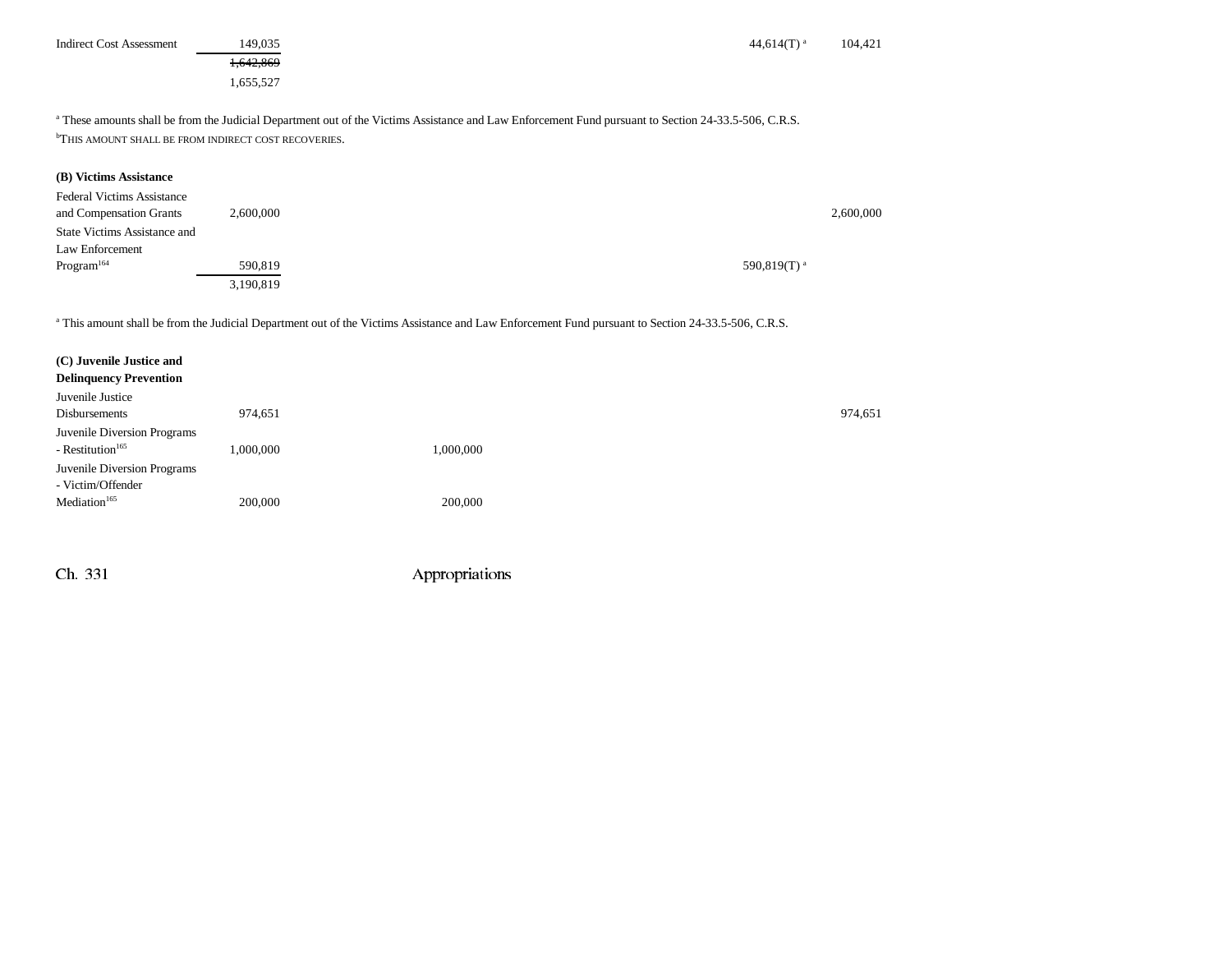| | | | | | |
|---|---|---|---|---|---|
| Indirect Cost Assessment | 149,035 | | | 44,614(T)[a] | 104,421 |
| | ~~1,642,869~~ | | | | |
| | 1,655,527 | | | | |

[a] These amounts shall be from the Judicial Department out of the Victims Assistance and Law Enforcement Fund pursuant to Section 24-33.5-506, C.R.S.
[b]THIS AMOUNT SHALL BE FROM INDIRECT COST RECOVERIES.

**(B) Victims Assistance**

| | | | | | |
|---|---|---|---|---|---|
| Federal Victims Assistance and Compensation Grants | 2,600,000 | | | | 2,600,000 |
| State Victims Assistance and Law Enforcement Program[164] | 590,819 | | | 590,819(T)[a] | |
| | 3,190,819 | | | | |

[a] This amount shall be from the Judicial Department out of the Victims Assistance and Law Enforcement Fund pursuant to Section 24-33.5-506, C.R.S.

**(C) Juvenile Justice and Delinquency Prevention**

| | | | | | |
|---|---|---|---|---|---|
| Juvenile Justice Disbursements | 974,651 | | | | 974,651 |
| Juvenile Diversion Programs - Restitution[165] | 1,000,000 | 1,000,000 | | | |
| Juvenile Diversion Programs - Victim/Offender Mediation[165] | 200,000 | 200,000 | | | |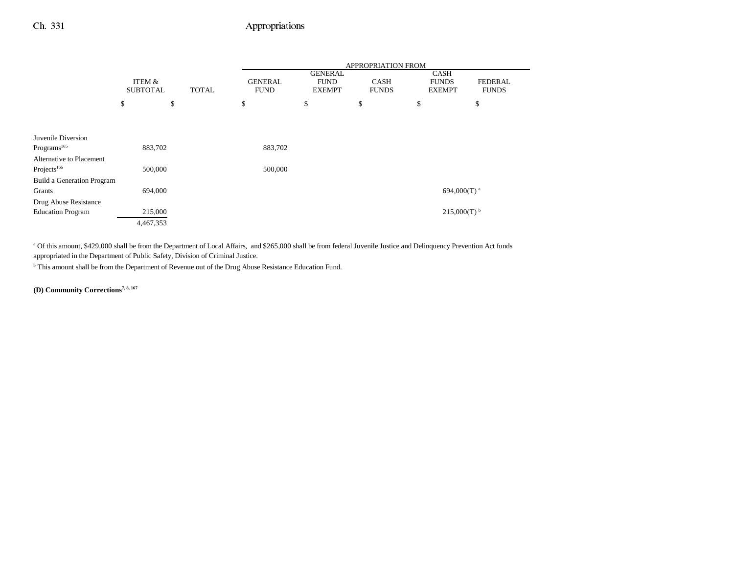| | ITEM & SUBTOTAL | TOTAL | APPROPRIATION FROM GENERAL FUND | GENERAL FUND EXEMPT | CASH FUNDS | CASH FUNDS EXEMPT | FEDERAL FUNDS |
|---|---|---|---|---|---|---|---|
| | $ | $ | $ | $ | $ | $ | $ |
| Juvenile Diversion Programs[165] | 883,702 | | 883,702 | | | | |
| Alternative to Placement Projects[166] | 500,000 | | 500,000 | | | | |
| Build a Generation Program Grants | 694,000 | | | | | 694,000(T)[a] | |
| Drug Abuse Resistance Education Program | 215,000 | | | | | 215,000(T)[b] | |
| | 4,467,353 | | | | | | |

[a] Of this amount, $429,000 shall be from the Department of Local Affairs, and $265,000 shall be from federal Juvenile Justice and Delinquency Prevention Act funds appropriated in the Department of Public Safety, Division of Criminal Justice.

[b] This amount shall be from the Department of Revenue out of the Drug Abuse Resistance Education Fund.

**(D) Community Corrections[7, 8, 167]**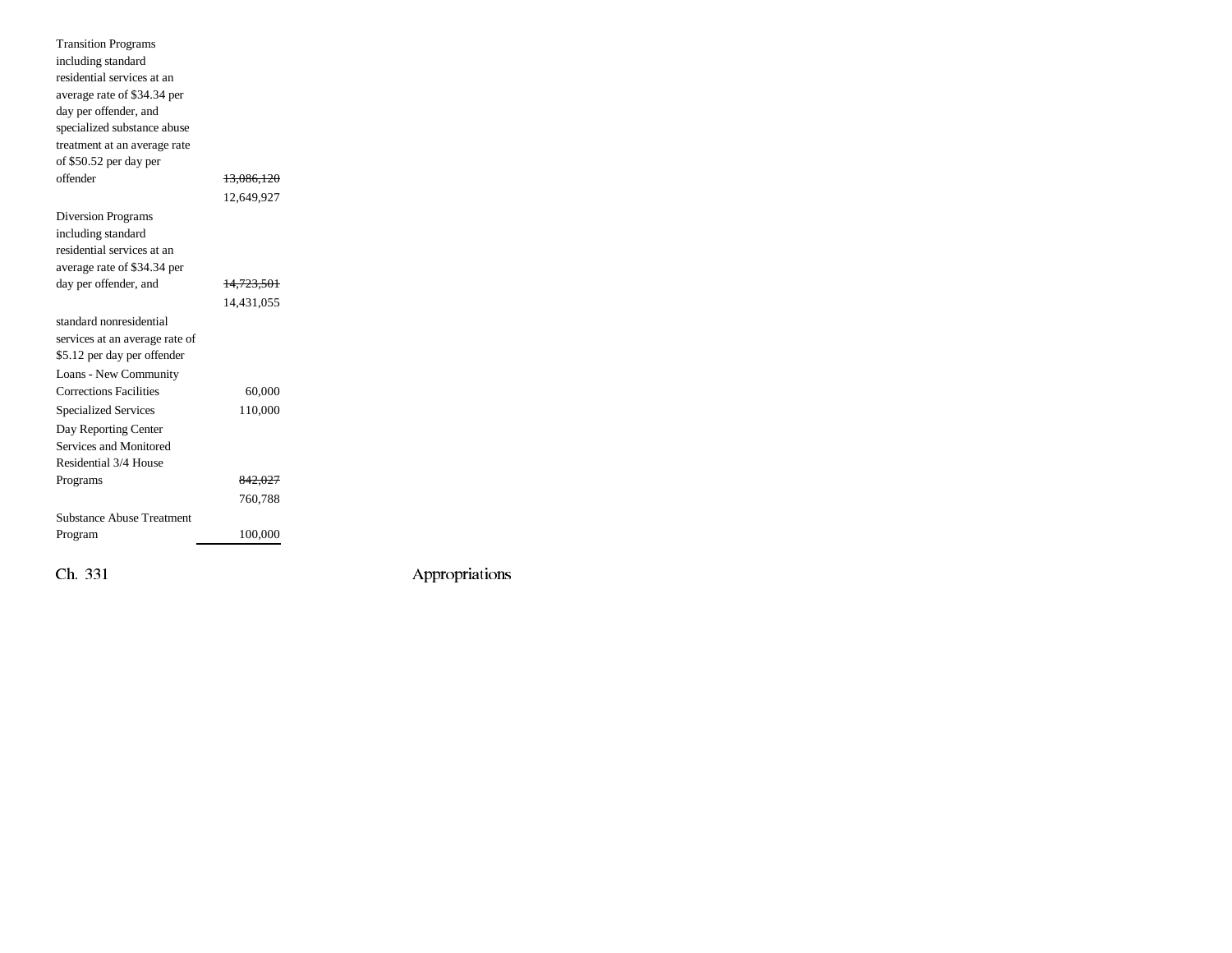| | |
|---|---|
| Transition Programs including standard residential services at an average rate of \$34.34 per day per offender, and specialized substance abuse treatment at an average rate of \$50.52 per day per offender | ~~13,086,120~~ 12,649,927 |
| Diversion Programs including standard residential services at an average rate of \$34.34 per day per offender, and standard nonresidential services at an average rate of \$5.12 per day per offender | ~~14,723,501~~ 14,431,055 |
| Loans - New Community Corrections Facilities | 60,000 |
| Specialized Services | 110,000 |
| Day Reporting Center Services and Monitored Residential 3/4 House Programs | ~~842,027~~ 760,788 |
| Substance Abuse Treatment Program | 100,000 |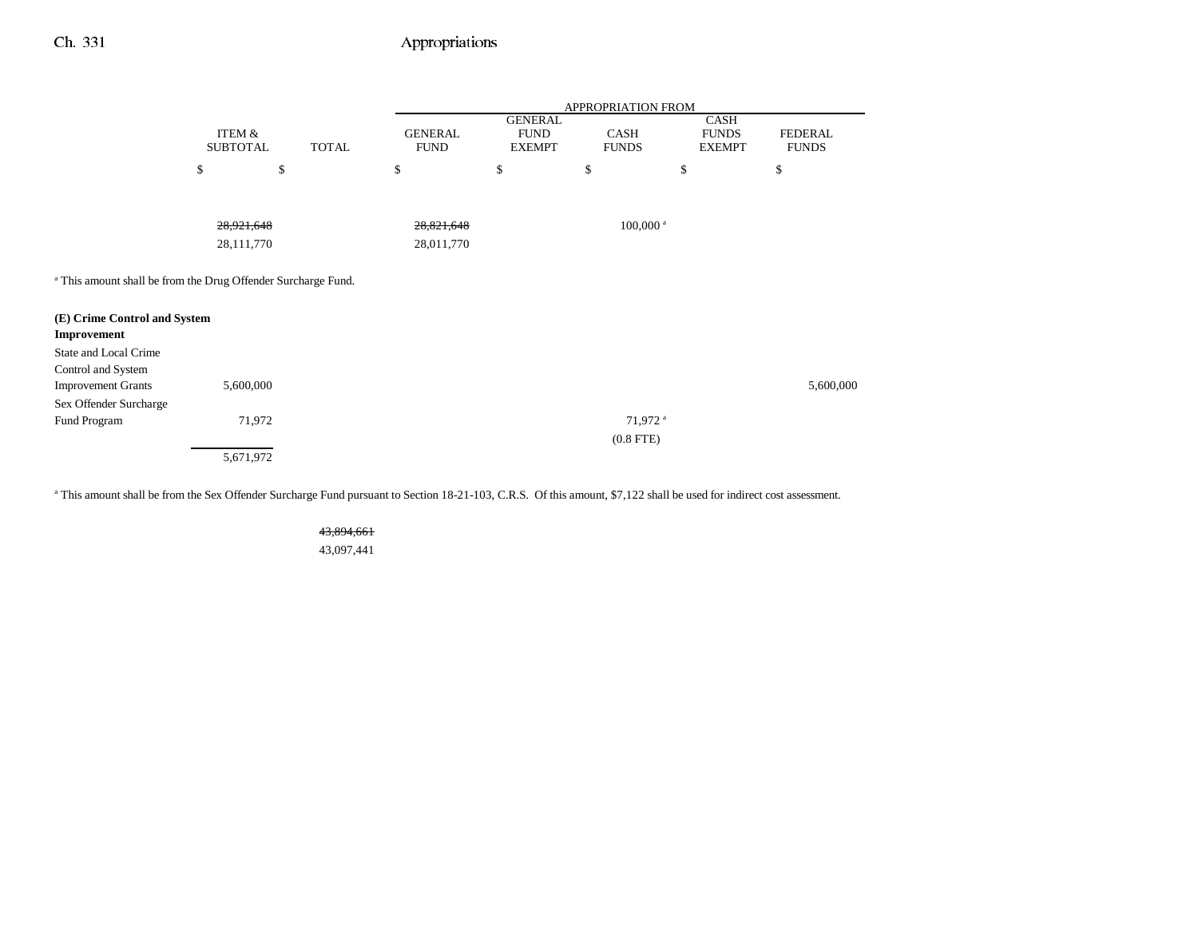| | ITEM & SUBTOTAL | TOTAL | GENERAL FUND | GENERAL FUND EXEMPT | CASH FUNDS | CASH FUNDS EXEMPT | FEDERAL FUNDS |
|---|---|---|---|---|---|---|---|
| | | | APPROPRIATION FROM | | | | |
| | $ | $ | $ | $ | $ | $ | $ |
| | ~~28,921,648~~ | | ~~28,821,648~~ | | 100,000[a] | | |
| | 28,111,770 | | 28,011,770 | | | | |

[a] This amount shall be from the Drug Offender Surcharge Fund.

| | ITEM & SUBTOTAL | TOTAL | GENERAL FUND | GENERAL FUND EXEMPT | CASH FUNDS | CASH FUNDS EXEMPT | FEDERAL FUNDS |
|---|---|---|---|---|---|---|---|
| **(E) Crime Control and System Improvement** | | | | | | | |
| State and Local Crime Control and System Improvement Grants | 5,600,000 | | | | | | 5,600,000 |
| Sex Offender Surcharge Fund Program | 71,972 | | | | 71,972[a] | | |
| | | | | | (0.8 FTE) | | |
| | 5,671,972 | | | | | | |

[a] This amount shall be from the Sex Offender Surcharge Fund pursuant to Section 18-21-103, C.R.S. Of this amount, $7,122 shall be used for indirect cost assessment.

| | ITEM & SUBTOTAL | TOTAL | GENERAL FUND | GENERAL FUND EXEMPT | CASH FUNDS | CASH FUNDS EXEMPT | FEDERAL FUNDS |
|---|---|---|---|---|---|---|---|
| | | ~~43,894,661~~ | | | | | |
| | | 43,097,441 | | | | | |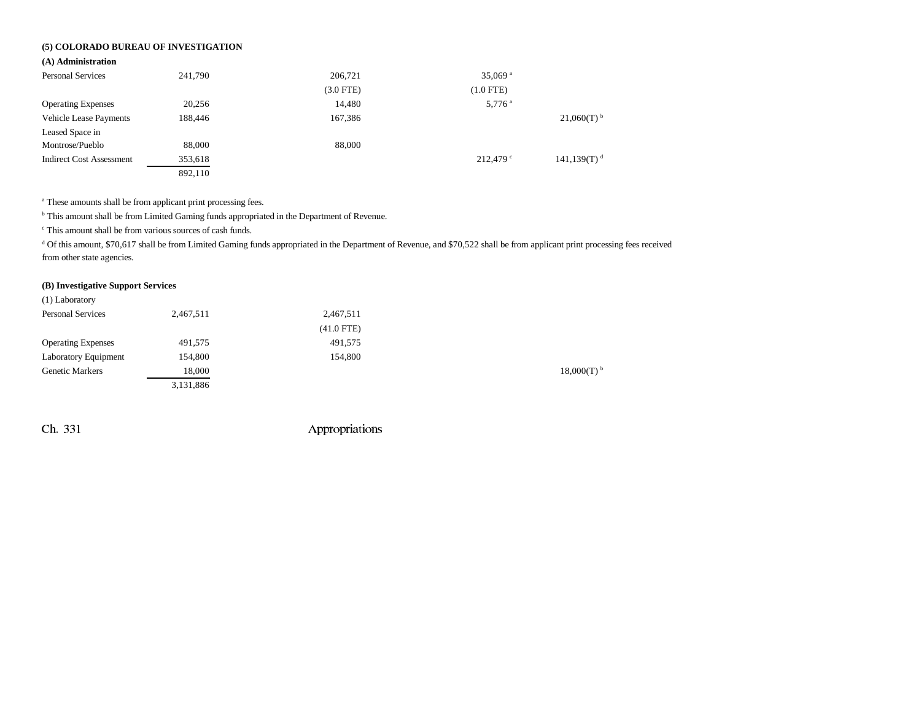**(5) COLORADO BUREAU OF INVESTIGATION**

**(A) Administration**

| | | | | |
|---|---|---|---|---|
| Personal Services | 241,790 | 206,721 | 35,069[a] | |
| | | (3.0 FTE) | (1.0 FTE) | |
| Operating Expenses | 20,256 | 14,480 | 5,776[a] | |
| Vehicle Lease Payments | 188,446 | 167,386 | | 21,060(T)[b] |
| Leased Space in Montrose/Pueblo | 88,000 | 88,000 | | |
| Indirect Cost Assessment | 353,618 | | 212,479[c] | 141,139(T)[d] |
| | 892,110 | | | |

[a] These amounts shall be from applicant print processing fees.

[b] This amount shall be from Limited Gaming funds appropriated in the Department of Revenue.

[c] This amount shall be from various sources of cash funds.

[d] Of this amount, $70,617 shall be from Limited Gaming funds appropriated in the Department of Revenue, and $70,522 shall be from applicant print processing fees received from other state agencies.

**(B) Investigative Support Services**

(1) Laboratory

| | | | | |
|---|---|---|---|---|
| Personal Services | 2,467,511 | 2,467,511 | | |
| | | (41.0 FTE) | | |
| Operating Expenses | 491,575 | 491,575 | | |
| Laboratory Equipment | 154,800 | 154,800 | | |
| Genetic Markers | 18,000 | | | 18,000(T)[b] |
| | 3,131,886 | | | |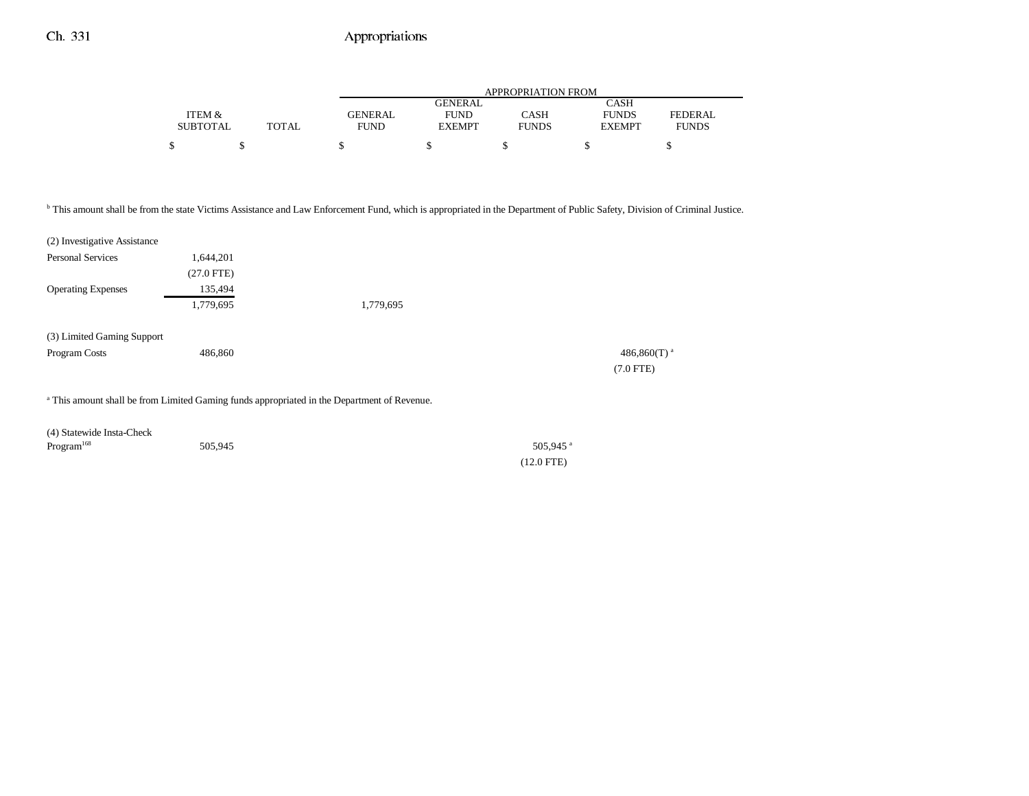| | ITEM & SUBTOTAL | TOTAL | GENERAL FUND | GENERAL FUND EXEMPT | CASH FUNDS | CASH FUNDS EXEMPT | FEDERAL FUNDS |
|---|---|---|---|---|---|---|---|
| | | | APPROPRIATION FROM | | | | |
| | $ | $ | $ | $ | $ | $ | $ |

[b] This amount shall be from the state Victims Assistance and Law Enforcement Fund, which is appropriated in the Department of Public Safety, Division of Criminal Justice.

| | ITEM & SUBTOTAL | TOTAL | GENERAL FUND | GENERAL FUND EXEMPT | CASH FUNDS | CASH FUNDS EXEMPT | FEDERAL FUNDS |
|---|---|---|---|---|---|---|---|
| (2) Investigative Assistance | | | | | | | |
| Personal Services | 1,644,201 | | | | | | |
| | (27.0 FTE) | | | | | | |
| Operating Expenses | 135,494 | | | | | | |
| | 1,779,695 | | 1,779,695 | | | | |
| (3) Limited Gaming Support | | | | | | | |
| Program Costs | 486,860 | | | | | 486,860(T) [a] | |
| | | | | | | (7.0 FTE) | |

[a] This amount shall be from Limited Gaming funds appropriated in the Department of Revenue.

| | ITEM & SUBTOTAL | TOTAL | GENERAL FUND | GENERAL FUND EXEMPT | CASH FUNDS | CASH FUNDS EXEMPT | FEDERAL FUNDS |
|---|---|---|---|---|---|---|---|
| (4) Statewide Insta-Check Program[168] | 505,945 | | | | 505,945 [a] | | |
| | | | | | (12.0 FTE) | | |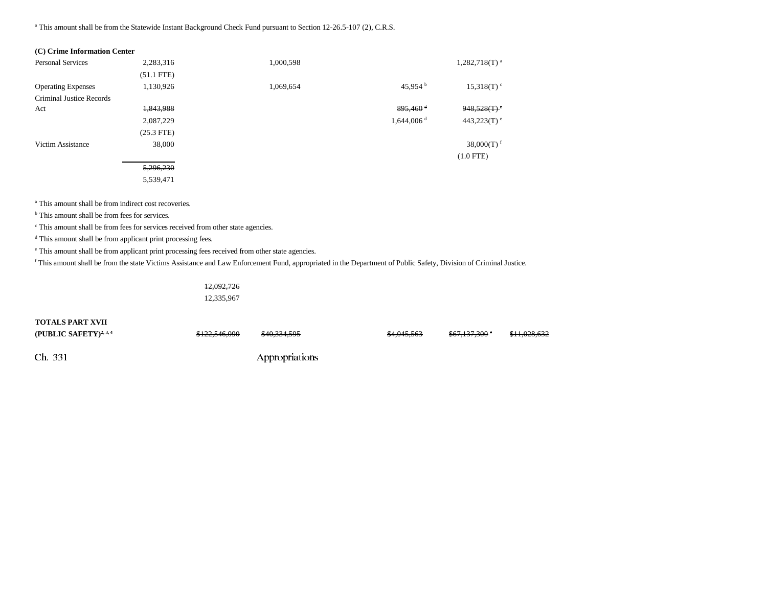[a] This amount shall be from the Statewide Instant Background Check Fund pursuant to Section 12-26.5-107 (2), C.R.S.

**(C) Crime Information Center**

| | | | | | | |
|---|---|---|---|---|---|---|
| Personal Services | 2,283,316 | | 1,000,598 | | 1,282,718(T) [a] | |
| | (51.1 FTE) | | | | | |
| Operating Expenses | 1,130,926 | | 1,069,654 | 45,954 [b] | 15,318(T) [c] | |
| Criminal Justice Records Act | ~~1,843,988~~ | | | ~~895,460~~ [d] | ~~948,528(T)~~ [e] | |
| | 2,087,229 | | | 1,644,006 [d] | 443,223(T) [e] | |
| | (25.3 FTE) | | | | | |
| Victim Assistance | 38,000 | | | | 38,000(T) [f] | |
| | | | | | (1.0 FTE) | |
| | ~~5,296,230~~ | | | | | |
| | 5,539,471 | | | | | |

[a] This amount shall be from indirect cost recoveries.

[b] This amount shall be from fees for services.

[c] This amount shall be from fees for services received from other state agencies.

[d] This amount shall be from applicant print processing fees.

[e] This amount shall be from applicant print processing fees received from other state agencies.

[f] This amount shall be from the state Victims Assistance and Law Enforcement Fund, appropriated in the Department of Public Safety, Division of Criminal Justice.

| | | | | | | |
|---|---|---|---|---|---|---|
| | ~~12,092,726~~ | | | | | |
| | 12,335,967 | | | | | |
| **TOTALS PART XVII** | | | | | | |
| **(PUBLIC SAFETY)**[2, 3, 4] | ~~$122,546,090~~ | ~~$40,334,595~~ | | ~~$4,045,563~~ | ~~$67,137,300~~ [a] | ~~$11,028,632~~ |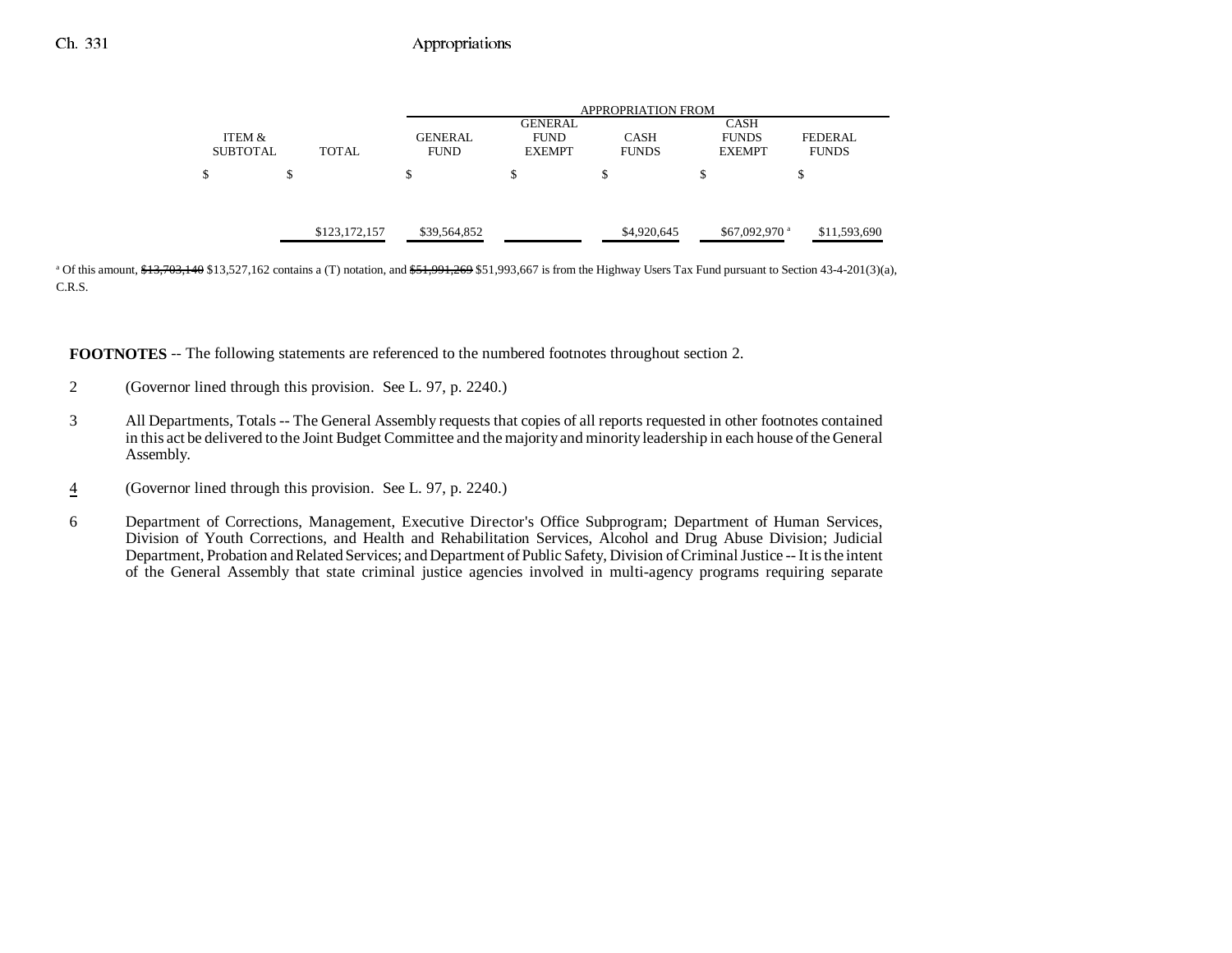| ITEM & SUBTOTAL | TOTAL | APPROPRIATION FROM GENERAL FUND | GENERAL FUND EXEMPT | CASH FUNDS | CASH FUNDS EXEMPT | FEDERAL FUNDS |
|---|---|---|---|---|---|---|
| $ | $ | $ | $ | $ | $ | $ |
| | $123,172,157 | $39,564,852 | | $4,920,645 | $67,092,970[a] | $11,593,690 |

[a] Of this amount, ~~$13,703,140~~ $13,527,162 contains a (T) notation, and ~~$51,991,269~~ $51,993,667 is from the Highway Users Tax Fund pursuant to Section 43-4-201(3)(a), C.R.S.

**FOOTNOTES** -- The following statements are referenced to the numbered footnotes throughout section 2.

2 (Governor lined through this provision. See L. 97, p. 2240.)

3 All Departments, Totals -- The General Assembly requests that copies of all reports requested in other footnotes contained in this act be delivered to the Joint Budget Committee and the majority and minority leadership in each house of the General Assembly.

4 (Governor lined through this provision. See L. 97, p. 2240.)

6 Department of Corrections, Management, Executive Director's Office Subprogram; Department of Human Services, Division of Youth Corrections, and Health and Rehabilitation Services, Alcohol and Drug Abuse Division; Judicial Department, Probation and Related Services; and Department of Public Safety, Division of Criminal Justice -- It is the intent of the General Assembly that state criminal justice agencies involved in multi-agency programs requiring separate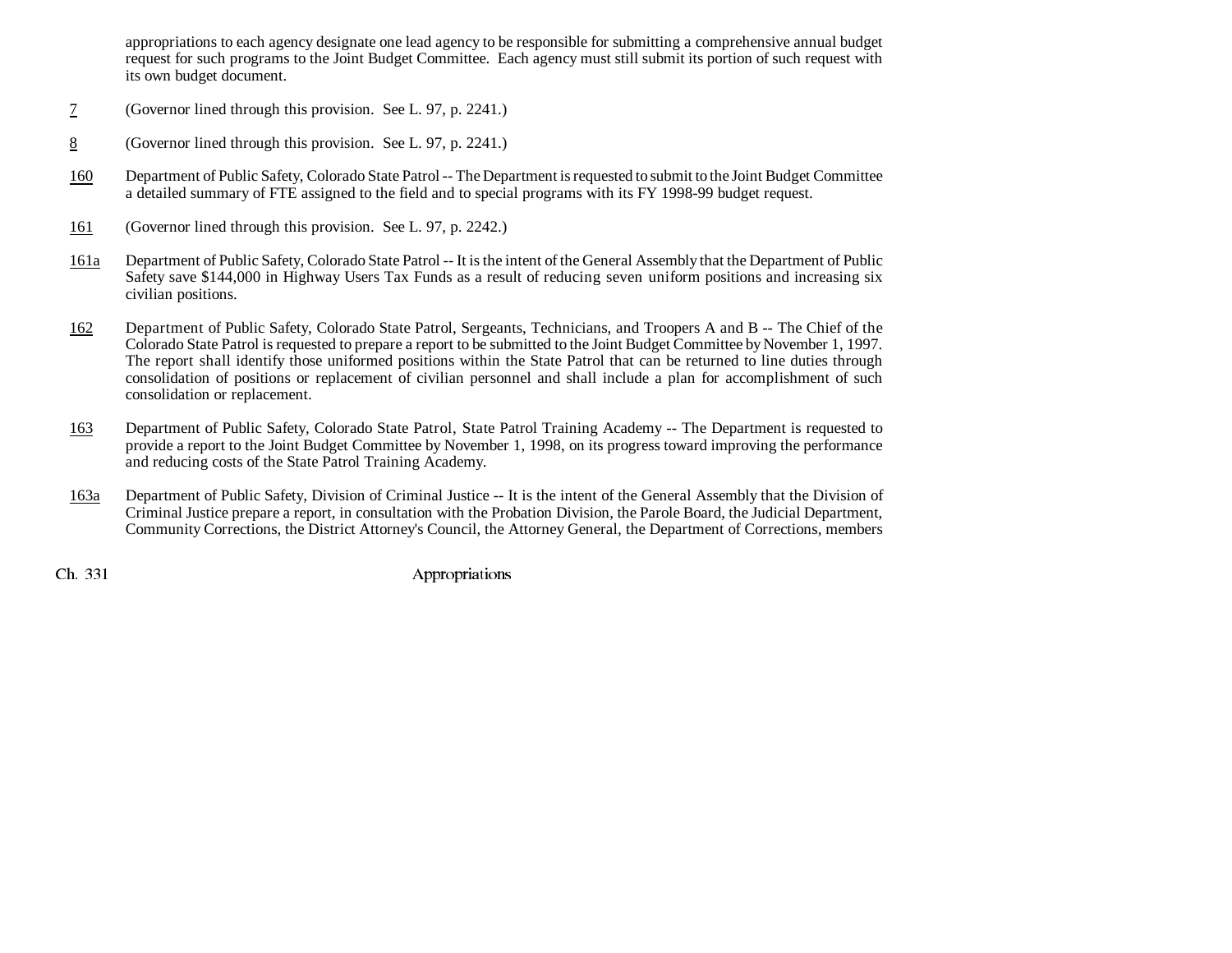appropriations to each agency designate one lead agency to be responsible for submitting a comprehensive annual budget request for such programs to the Joint Budget Committee. Each agency must still submit its portion of such request with its own budget document.

7 (Governor lined through this provision. See L. 97, p. 2241.)

8 (Governor lined through this provision. See L. 97, p. 2241.)

160 Department of Public Safety, Colorado State Patrol -- The Department is requested to submit to the Joint Budget Committee a detailed summary of FTE assigned to the field and to special programs with its FY 1998-99 budget request.

161 (Governor lined through this provision. See L. 97, p. 2242.)

161a Department of Public Safety, Colorado State Patrol -- It is the intent of the General Assembly that the Department of Public Safety save $144,000 in Highway Users Tax Funds as a result of reducing seven uniform positions and increasing six civilian positions.

162 Department of Public Safety, Colorado State Patrol, Sergeants, Technicians, and Troopers A and B -- The Chief of the Colorado State Patrol is requested to prepare a report to be submitted to the Joint Budget Committee by November 1, 1997. The report shall identify those uniformed positions within the State Patrol that can be returned to line duties through consolidation of positions or replacement of civilian personnel and shall include a plan for accomplishment of such consolidation or replacement.

163 Department of Public Safety, Colorado State Patrol, State Patrol Training Academy -- The Department is requested to provide a report to the Joint Budget Committee by November 1, 1998, on its progress toward improving the performance and reducing costs of the State Patrol Training Academy.

163a Department of Public Safety, Division of Criminal Justice -- It is the intent of the General Assembly that the Division of Criminal Justice prepare a report, in consultation with the Probation Division, the Parole Board, the Judicial Department, Community Corrections, the District Attorney's Council, the Attorney General, the Department of Corrections, members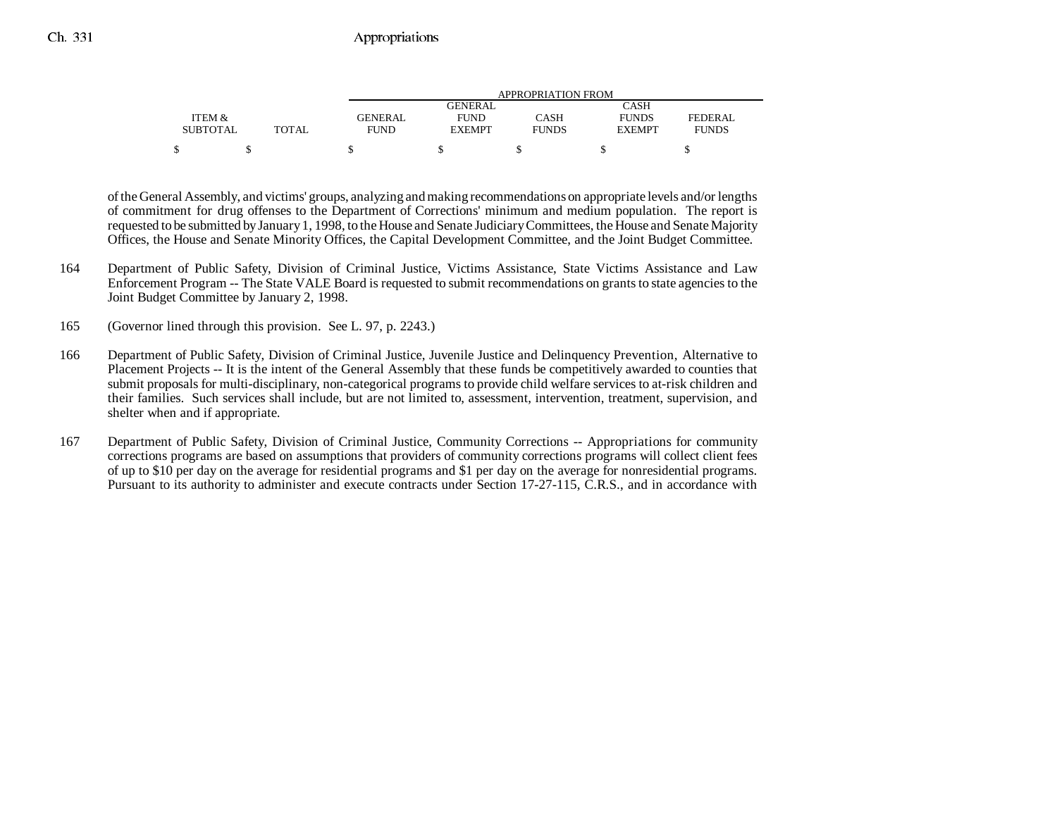| ITEM & SUBTOTAL | TOTAL | GENERAL FUND | GENERAL FUND EXEMPT | CASH FUNDS | CASH FUNDS EXEMPT | FEDERAL FUNDS |
|---|---|---|---|---|---|---|
| | | APPROPRIATION FROM | | | | |
| $ | $ | $ | $ | $ | $ | $ |

of the General Assembly, and victims' groups, analyzing and making recommendations on appropriate levels and/or lengths of commitment for drug offenses to the Department of Corrections' minimum and medium population. The report is requested to be submitted by January 1, 1998, to the House and Senate Judiciary Committees, the House and Senate Majority Offices, the House and Senate Minority Offices, the Capital Development Committee, and the Joint Budget Committee.

164 Department of Public Safety, Division of Criminal Justice, Victims Assistance, State Victims Assistance and Law Enforcement Program -- The State VALE Board is requested to submit recommendations on grants to state agencies to the Joint Budget Committee by January 2, 1998.

165 (Governor lined through this provision. See L. 97, p. 2243.)

166 Department of Public Safety, Division of Criminal Justice, Juvenile Justice and Delinquency Prevention, Alternative to Placement Projects -- It is the intent of the General Assembly that these funds be competitively awarded to counties that submit proposals for multi-disciplinary, non-categorical programs to provide child welfare services to at-risk children and their families. Such services shall include, but are not limited to, assessment, intervention, treatment, supervision, and shelter when and if appropriate.

167 Department of Public Safety, Division of Criminal Justice, Community Corrections -- Appropriations for community corrections programs are based on assumptions that providers of community corrections programs will collect client fees of up to $10 per day on the average for residential programs and $1 per day on the average for nonresidential programs. Pursuant to its authority to administer and execute contracts under Section 17-27-115, C.R.S., and in accordance with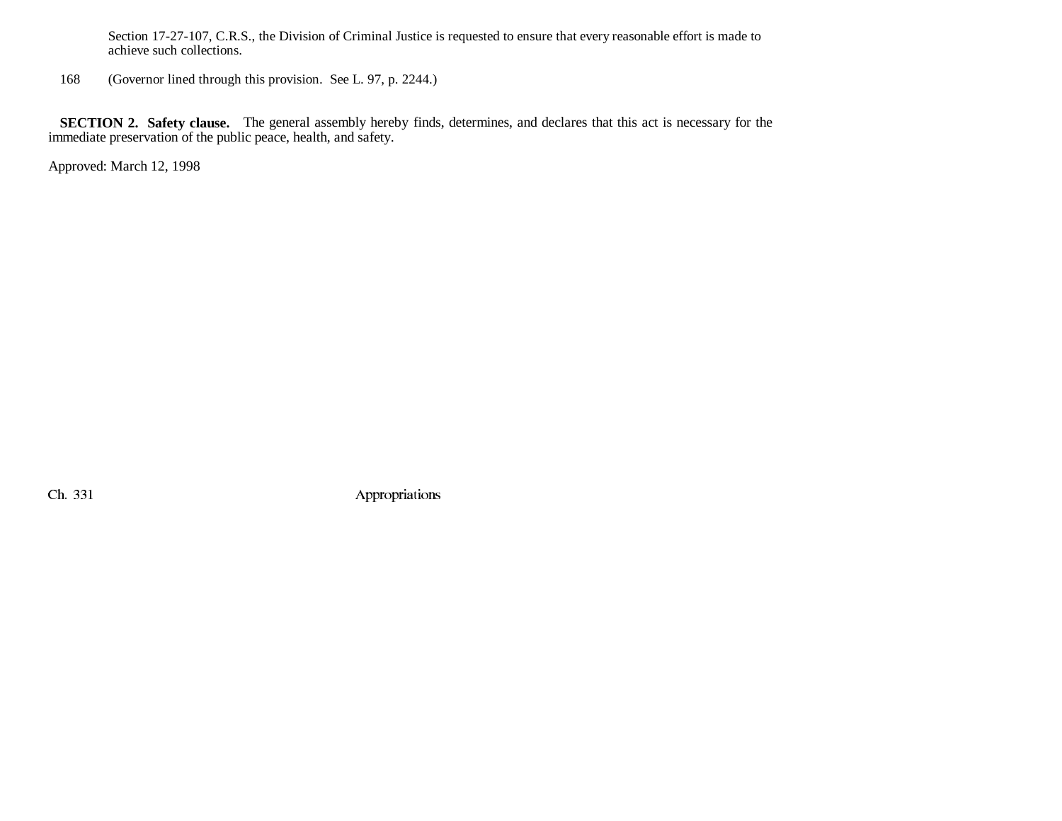Section 17-27-107, C.R.S., the Division of Criminal Justice is requested to ensure that every reasonable effort is made to achieve such collections.

168 (Governor lined through this provision. See L. 97, p. 2244.)

**SECTION 2. Safety clause.** The general assembly hereby finds, determines, and declares that this act is necessary for the immediate preservation of the public peace, health, and safety.

Approved: March 12, 1998